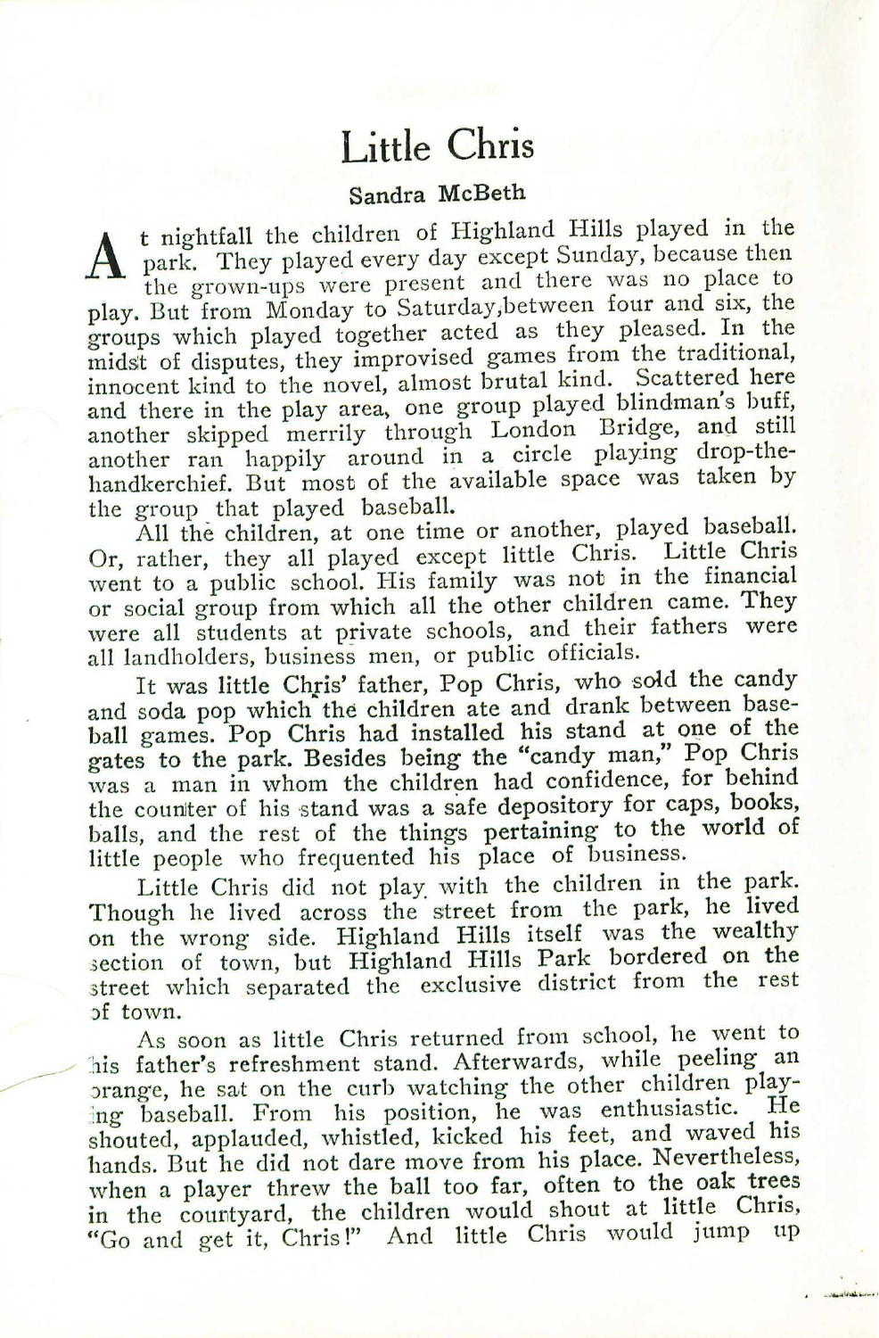# Little Chris

### Sandra McBeth

At nightfall the children of Highland Hills played in the park. They played every day except Sunday, because then the grown-ups were present and there was no place to play. But from Monday to Saturday, between four and six, the groups which played together acted as they pleased. In the midst of disputes, they improvised games from the traditional, innocent kind to the novel, almost brutal kind. Scattered here and there in the play area, one group played blindman's buff, another skipped merrily through London Bridge, and still another ran happily around in a circle playing drop-the-handkerchief. But most of the available space was taken by the group that played baseball.

All the children, at one time or another, played baseball. Or, rather, they all played except little Chris. Little Chris went to a public school. His family was not in the financial or social group from which all the other children came. They were all students at private schools, and their fathers were all landholders, business men, or public officials.

It was little Chris' father, Pop Chris, who sold the candy and soda pop which the children ate and drank between baseball games. Pop Chris had installed his stand at one of the gates to the park. Besides being the "candy man," Pop Chris was a man in whom the children had confidence, for behind the counter of his stand was a safe depository for caps, books, balls, and the rest of the things pertaining to the world of little people who frequented his place of business.

Little Chris did not play with the children in the park. Though he lived across the street from the park, he lived on the wrong side. Highland Hills itself was the wealthy section of town, but Highland Hills Park bordered on the street which separated the exclusive district from the rest of town.

As soon as little Chris returned from school, he went to his father's refreshment stand. Afterwards, while peeling an orange, he sat on the curb watching the other children playing baseball. From his position, he was enthusiastic. He shouted, applauded, whistled, kicked his feet, and waved his hands. But he did not dare move from his place. Nevertheless, when a player threw the ball too far, often to the oak trees in the courtyard, the children would shout at little Chris, "Go and get it, Chris!" And little Chris would jump up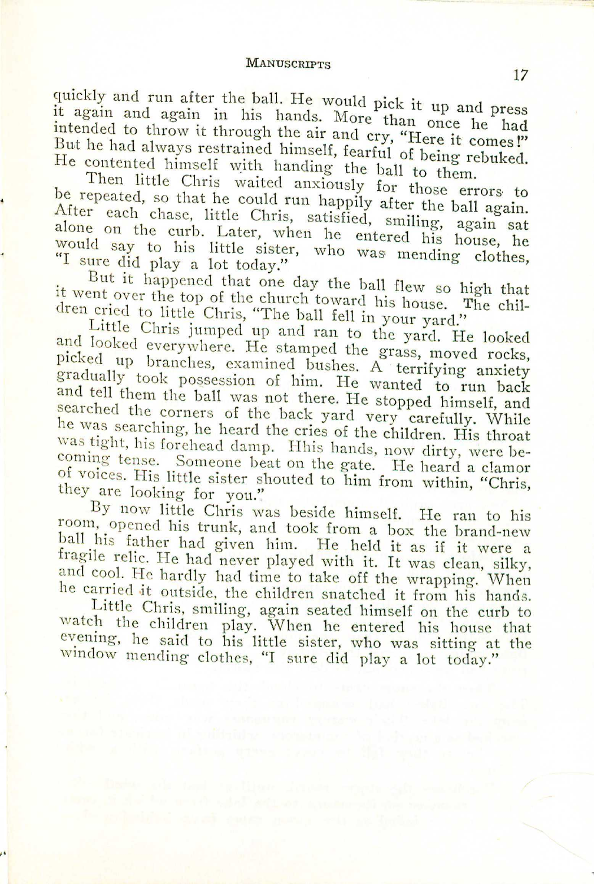quickly and run after the ball. He would pick it up and press it again and again in his hands. More than once he had intended to throw it through the air and cry, "Here it comes!" But he had always restrained himself, fearful of being rebuked. He contented himself with handing the ball to them.

Then little Chris waited anxiously for those errors to be repeated, so that he could run happily after the ball again. After each chase, little Chris, satisfied, smiling, again sat alone on the curb. Later, when he entered his house, he would say to his little sister, who was mending clothes, "I sure did play a lot today."

But it happened that one day the ball flew so high that it went over the top of the church toward his house. The children cried to little Chris, "The ball fell in your yard."

Little Chris jumped up and ran to the yard. He looked and looked everywhere. He stamped the grass, moved rocks, picked up branches, examined bushes. A terrifying anxiety gradually took possession of him. He wanted to run back and tell them the ball was not there. He stopped himself, and searched the corners of the back yard very carefully. While he was searching, he heard the cries of the children. His throat was tight, his forehead damp. Hhis hands, now dirty, were becoming tense. Someone beat on the gate. He heard a clamor of voices. His little sister shouted to him from within, "Chris, they are looking for you."

By now little Chris was beside himself. He ran to his room, opened his trunk, and took from a box the brand-new ball his father had given him. He held it as if it were a fragile relic. He had never played with it. It was clean, silky, and cool. He hardly had time to take off the wrapping. When he carried it outside, the children snatched it from his hands.

Little Chris, smiling, again seated himself on the curb to watch the children play. When he entered his house that evening, he said to his little sister, who was sitting at the window mending clothes, "I sure did play a lot today."